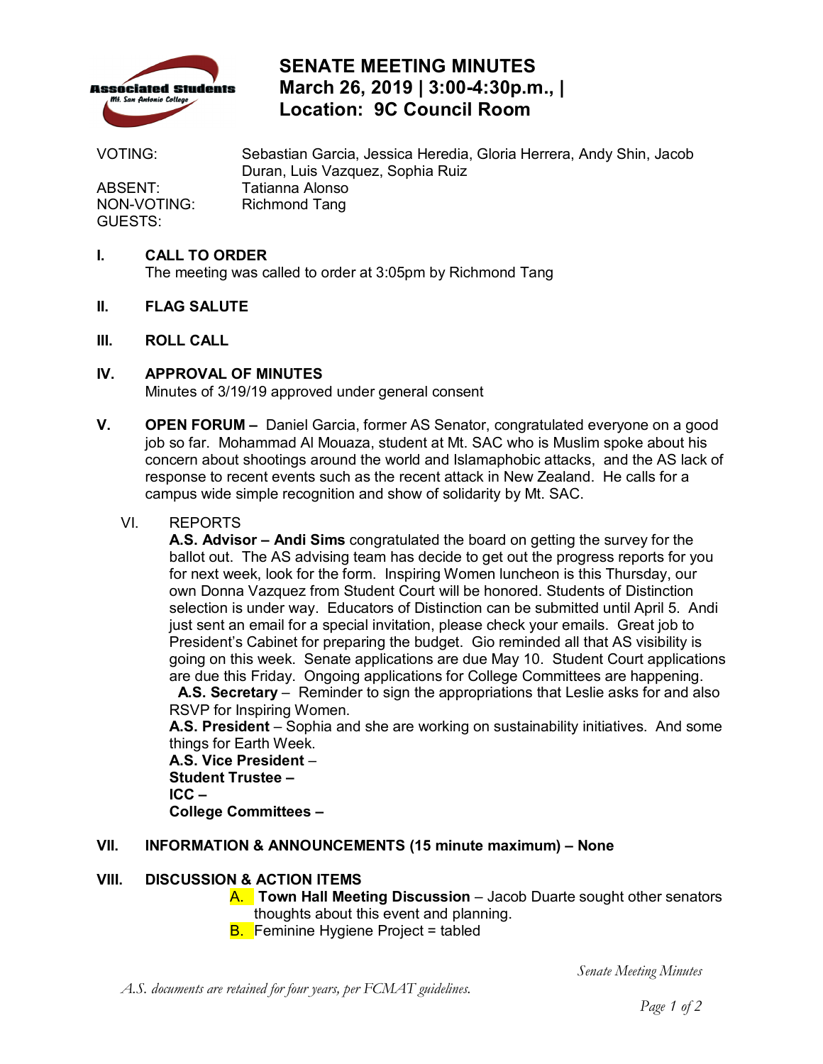# SENATE MEETING MINUTES
## March 26, 2019 | 3:00-4:30p.m., |
## Location: 9C Council Room

| | |
|---|---|
| VOTING: | Sebastian Garcia, Jessica Heredia, Gloria Herrera, Andy Shin, Jacob Duran, Luis Vazquez, Sophia Ruiz |
| ABSENT: | Tatianna Alonso |
| NON-VOTING: | Richmond Tang |
| GUESTS: | |

**I. CALL TO ORDER**
The meeting was called to order at 3:05pm by Richmond Tang

**II. FLAG SALUTE**

**III. ROLL CALL**

**IV. APPROVAL OF MINUTES**
Minutes of 3/19/19 approved under general consent

**V. OPEN FORUM –** Daniel Garcia, former AS Senator, congratulated everyone on a good job so far. Mohammad Al Mouaza, student at Mt. SAC who is Muslim spoke about his concern about shootings around the world and Islamaphobic attacks, and the AS lack of response to recent events such as the recent attack in New Zealand. He calls for a campus wide simple recognition and show of solidarity by Mt. SAC.

VI. REPORTS

**A.S. Advisor – Andi Sims** congratulated the board on getting the survey for the ballot out. The AS advising team has decide to get out the progress reports for you for next week, look for the form. Inspiring Women luncheon is this Thursday, our own Donna Vazquez from Student Court will be honored. Students of Distinction selection is under way. Educators of Distinction can be submitted until April 5. Andi just sent an email for a special invitation, please check your emails. Great job to President's Cabinet for preparing the budget. Gio reminded all that AS visibility is going on this week. Senate applications are due May 10. Student Court applications are due this Friday. Ongoing applications for College Committees are happening.

**A.S. Secretary** – Reminder to sign the appropriations that Leslie asks for and also RSVP for Inspiring Women.

**A.S. President** – Sophia and she are working on sustainability initiatives. And some things for Earth Week.

**A.S. Vice President** –

**Student Trustee –**

**ICC –**

**College Committees –**

**VII. INFORMATION & ANNOUNCEMENTS (15 minute maximum) – None**

**VIII. DISCUSSION & ACTION ITEMS**

A. **Town Hall Meeting Discussion** – Jacob Duarte sought other senators thoughts about this event and planning.

B. Feminine Hygiene Project = tabled

*A.S. documents are retained for four years, per FCMAT guidelines.*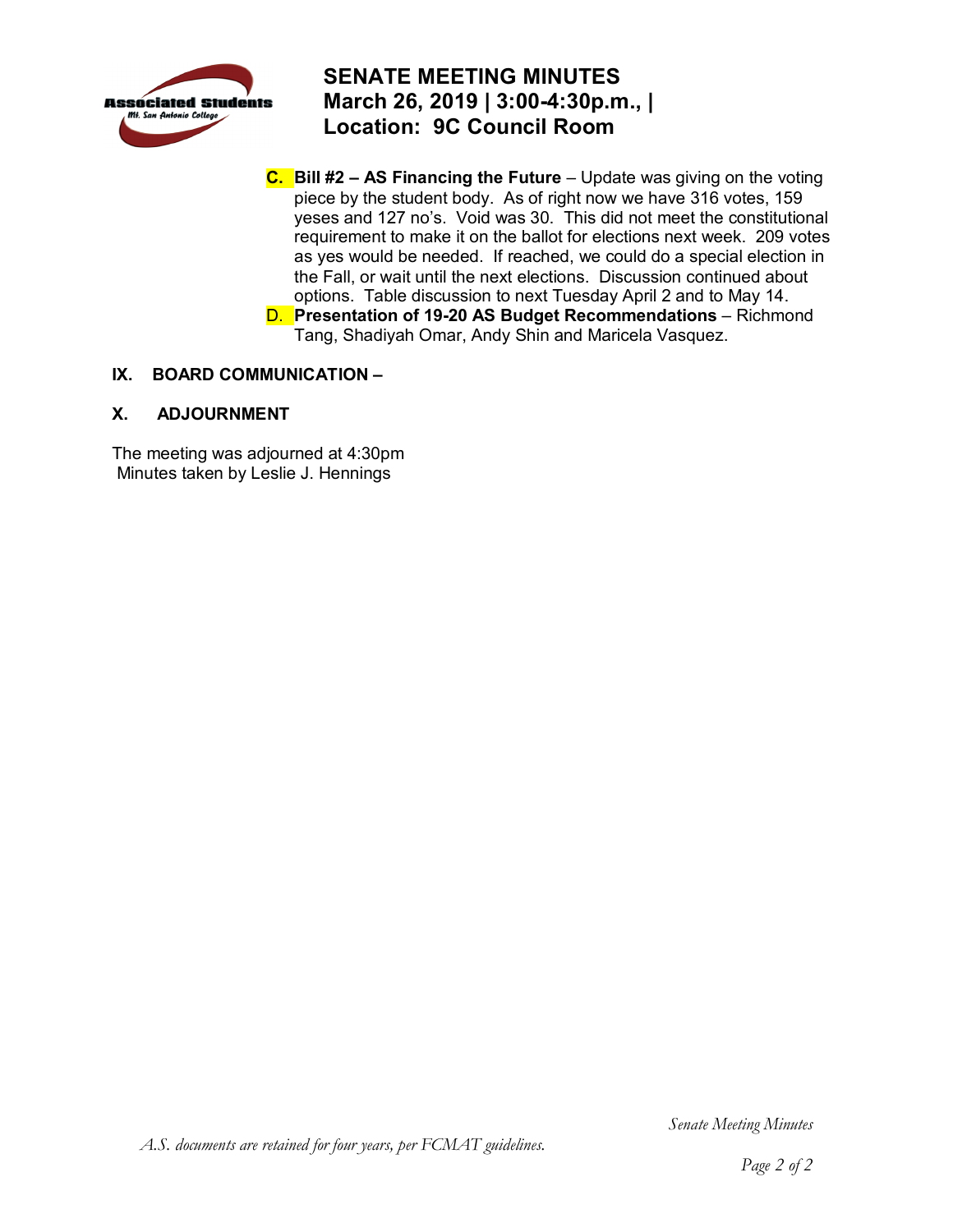# SENATE MEETING MINUTES
# March 26, 2019 | 3:00-4:30p.m., |
# Location: 9C Council Room

C. **Bill #2 – AS Financing the Future** – Update was giving on the voting piece by the student body. As of right now we have 316 votes, 159 yeses and 127 no's. Void was 30. This did not meet the constitutional requirement to make it on the ballot for elections next week. 209 votes as yes would be needed. If reached, we could do a special election in the Fall, or wait until the next elections. Discussion continued about options. Table discussion to next Tuesday April 2 and to May 14.

D. **Presentation of 19-20 AS Budget Recommendations** – Richmond Tang, Shadiyah Omar, Andy Shin and Maricela Vasquez.

## IX. BOARD COMMUNICATION –

## X. ADJOURNMENT

The meeting was adjourned at 4:30pm
Minutes taken by Leslie J. Hennings

*A.S. documents are retained for four years, per FCMAT guidelines.*